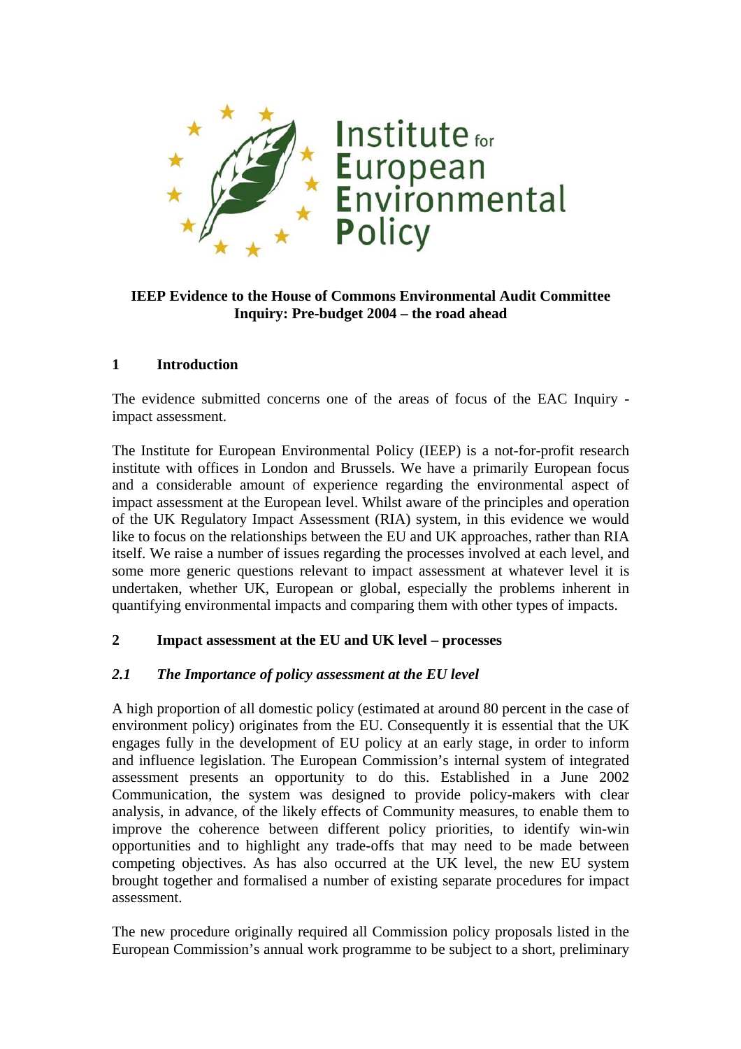Institute for European Environmental Policy

**IEEP Evidence to the House of Commons Environmental Audit Committee Inquiry: Pre-budget 2004 – the road ahead**

## 1 Introduction

The evidence submitted concerns one of the areas of focus of the EAC Inquiry - impact assessment.

The Institute for European Environmental Policy (IEEP) is a not-for-profit research institute with offices in London and Brussels. We have a primarily European focus and a considerable amount of experience regarding the environmental aspect of impact assessment at the European level. Whilst aware of the principles and operation of the UK Regulatory Impact Assessment (RIA) system, in this evidence we would like to focus on the relationships between the EU and UK approaches, rather than RIA itself. We raise a number of issues regarding the processes involved at each level, and some more generic questions relevant to impact assessment at whatever level it is undertaken, whether UK, European or global, especially the problems inherent in quantifying environmental impacts and comparing them with other types of impacts.

## 2 Impact assessment at the EU and UK level – processes

### *2.1 The Importance of policy assessment at the EU level*

A high proportion of all domestic policy (estimated at around 80 percent in the case of environment policy) originates from the EU. Consequently it is essential that the UK engages fully in the development of EU policy at an early stage, in order to inform and influence legislation. The European Commission's internal system of integrated assessment presents an opportunity to do this. Established in a June 2002 Communication, the system was designed to provide policy-makers with clear analysis, in advance, of the likely effects of Community measures, to enable them to improve the coherence between different policy priorities, to identify win-win opportunities and to highlight any trade-offs that may need to be made between competing objectives. As has also occurred at the UK level, the new EU system brought together and formalised a number of existing separate procedures for impact assessment.

The new procedure originally required all Commission policy proposals listed in the European Commission's annual work programme to be subject to a short, preliminary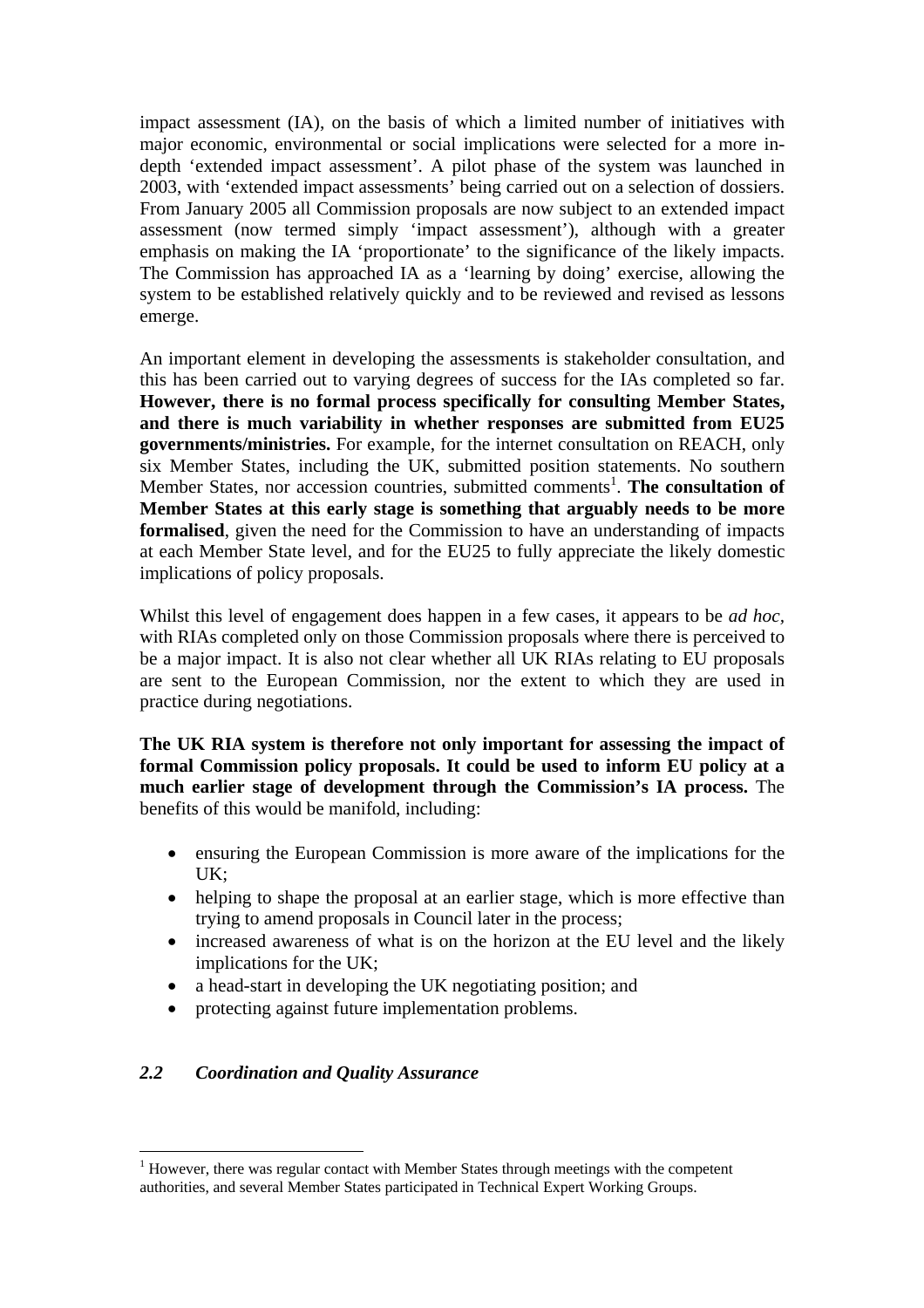impact assessment (IA), on the basis of which a limited number of initiatives with major economic, environmental or social implications were selected for a more in-depth 'extended impact assessment'. A pilot phase of the system was launched in 2003, with 'extended impact assessments' being carried out on a selection of dossiers. From January 2005 all Commission proposals are now subject to an extended impact assessment (now termed simply 'impact assessment'), although with a greater emphasis on making the IA 'proportionate' to the significance of the likely impacts. The Commission has approached IA as a 'learning by doing' exercise, allowing the system to be established relatively quickly and to be reviewed and revised as lessons emerge.

An important element in developing the assessments is stakeholder consultation, and this has been carried out to varying degrees of success for the IAs completed so far. **However, there is no formal process specifically for consulting Member States, and there is much variability in whether responses are submitted from EU25 governments/ministries.** For example, for the internet consultation on REACH, only six Member States, including the UK, submitted position statements. No southern Member States, nor accession countries, submitted comments[1]. **The consultation of Member States at this early stage is something that arguably needs to be more formalised**, given the need for the Commission to have an understanding of impacts at each Member State level, and for the EU25 to fully appreciate the likely domestic implications of policy proposals.

Whilst this level of engagement does happen in a few cases, it appears to be *ad hoc*, with RIAs completed only on those Commission proposals where there is perceived to be a major impact. It is also not clear whether all UK RIAs relating to EU proposals are sent to the European Commission, nor the extent to which they are used in practice during negotiations.

**The UK RIA system is therefore not only important for assessing the impact of formal Commission policy proposals. It could be used to inform EU policy at a much earlier stage of development through the Commission's IA process.** The benefits of this would be manifold, including:

- ensuring the European Commission is more aware of the implications for the UK;
- helping to shape the proposal at an earlier stage, which is more effective than trying to amend proposals in Council later in the process;
- increased awareness of what is on the horizon at the EU level and the likely implications for the UK;
- a head-start in developing the UK negotiating position; and
- protecting against future implementation problems.

### *2.2 Coordination and Quality Assurance*

[1] However, there was regular contact with Member States through meetings with the competent authorities, and several Member States participated in Technical Expert Working Groups.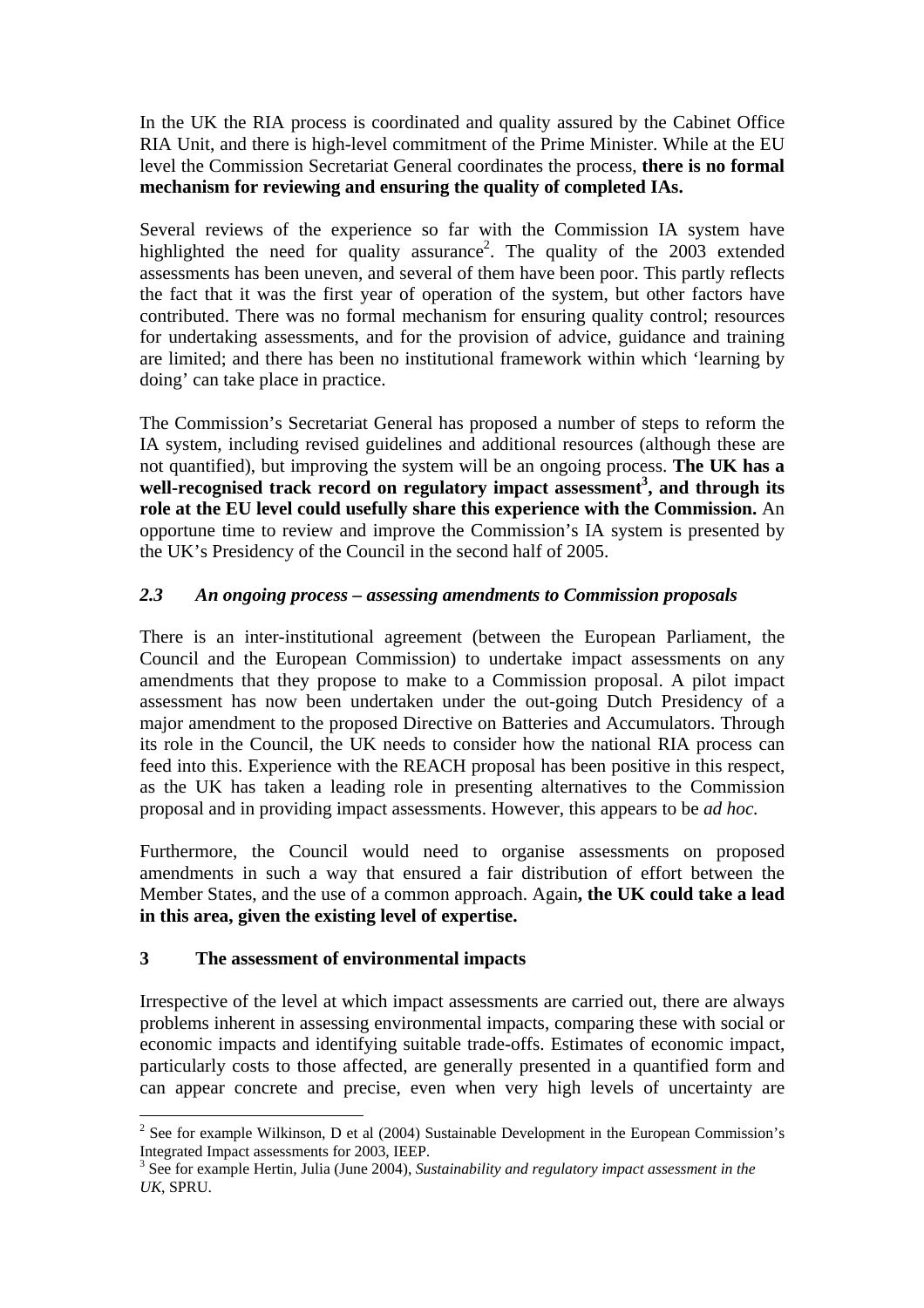In the UK the RIA process is coordinated and quality assured by the Cabinet Office RIA Unit, and there is high-level commitment of the Prime Minister. While at the EU level the Commission Secretariat General coordinates the process, **there is no formal mechanism for reviewing and ensuring the quality of completed IAs.**

Several reviews of the experience so far with the Commission IA system have highlighted the need for quality assurance[2]. The quality of the 2003 extended assessments has been uneven, and several of them have been poor. This partly reflects the fact that it was the first year of operation of the system, but other factors have contributed. There was no formal mechanism for ensuring quality control; resources for undertaking assessments, and for the provision of advice, guidance and training are limited; and there has been no institutional framework within which 'learning by doing' can take place in practice.

The Commission's Secretariat General has proposed a number of steps to reform the IA system, including revised guidelines and additional resources (although these are not quantified), but improving the system will be an ongoing process. **The UK has a well-recognised track record on regulatory impact assessment[3], and through its role at the EU level could usefully share this experience with the Commission.** An opportune time to review and improve the Commission's IA system is presented by the UK's Presidency of the Council in the second half of 2005.

### *2.3 An ongoing process – assessing amendments to Commission proposals*

There is an inter-institutional agreement (between the European Parliament, the Council and the European Commission) to undertake impact assessments on any amendments that they propose to make to a Commission proposal. A pilot impact assessment has now been undertaken under the out-going Dutch Presidency of a major amendment to the proposed Directive on Batteries and Accumulators. Through its role in the Council, the UK needs to consider how the national RIA process can feed into this. Experience with the REACH proposal has been positive in this respect, as the UK has taken a leading role in presenting alternatives to the Commission proposal and in providing impact assessments. However, this appears to be *ad hoc.*

Furthermore, the Council would need to organise assessments on proposed amendments in such a way that ensured a fair distribution of effort between the Member States, and the use of a common approach. Again**, the UK could take a lead in this area, given the existing level of expertise.**

## 3 The assessment of environmental impacts

Irrespective of the level at which impact assessments are carried out, there are always problems inherent in assessing environmental impacts, comparing these with social or economic impacts and identifying suitable trade-offs. Estimates of economic impact, particularly costs to those affected, are generally presented in a quantified form and can appear concrete and precise, even when very high levels of uncertainty are

---

[2] See for example Wilkinson, D et al (2004) Sustainable Development in the European Commission's Integrated Impact assessments for 2003, IEEP.

[3] See for example Hertin, Julia (June 2004), *Sustainability and regulatory impact assessment in the UK*, SPRU.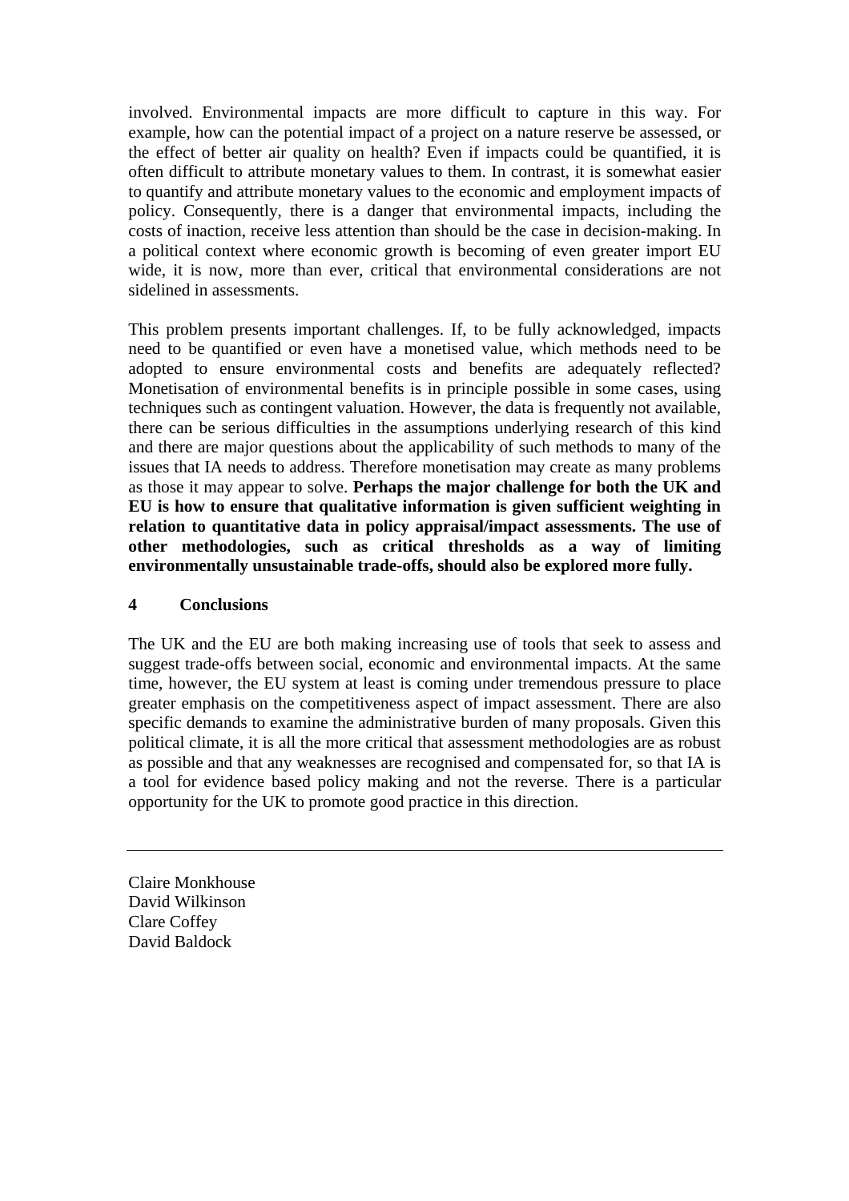involved. Environmental impacts are more difficult to capture in this way. For example, how can the potential impact of a project on a nature reserve be assessed, or the effect of better air quality on health? Even if impacts could be quantified, it is often difficult to attribute monetary values to them. In contrast, it is somewhat easier to quantify and attribute monetary values to the economic and employment impacts of policy. Consequently, there is a danger that environmental impacts, including the costs of inaction, receive less attention than should be the case in decision-making. In a political context where economic growth is becoming of even greater import EU wide, it is now, more than ever, critical that environmental considerations are not sidelined in assessments.

This problem presents important challenges. If, to be fully acknowledged, impacts need to be quantified or even have a monetised value, which methods need to be adopted to ensure environmental costs and benefits are adequately reflected? Monetisation of environmental benefits is in principle possible in some cases, using techniques such as contingent valuation. However, the data is frequently not available, there can be serious difficulties in the assumptions underlying research of this kind and there are major questions about the applicability of such methods to many of the issues that IA needs to address. Therefore monetisation may create as many problems as those it may appear to solve. **Perhaps the major challenge for both the UK and EU is how to ensure that qualitative information is given sufficient weighting in relation to quantitative data in policy appraisal/impact assessments. The use of other methodologies, such as critical thresholds as a way of limiting environmentally unsustainable trade-offs, should also be explored more fully.**

## 4 Conclusions

The UK and the EU are both making increasing use of tools that seek to assess and suggest trade-offs between social, economic and environmental impacts. At the same time, however, the EU system at least is coming under tremendous pressure to place greater emphasis on the competitiveness aspect of impact assessment. There are also specific demands to examine the administrative burden of many proposals. Given this political climate, it is all the more critical that assessment methodologies are as robust as possible and that any weaknesses are recognised and compensated for, so that IA is a tool for evidence based policy making and not the reverse. There is a particular opportunity for the UK to promote good practice in this direction.

---

Claire Monkhouse
David Wilkinson
Clare Coffey
David Baldock